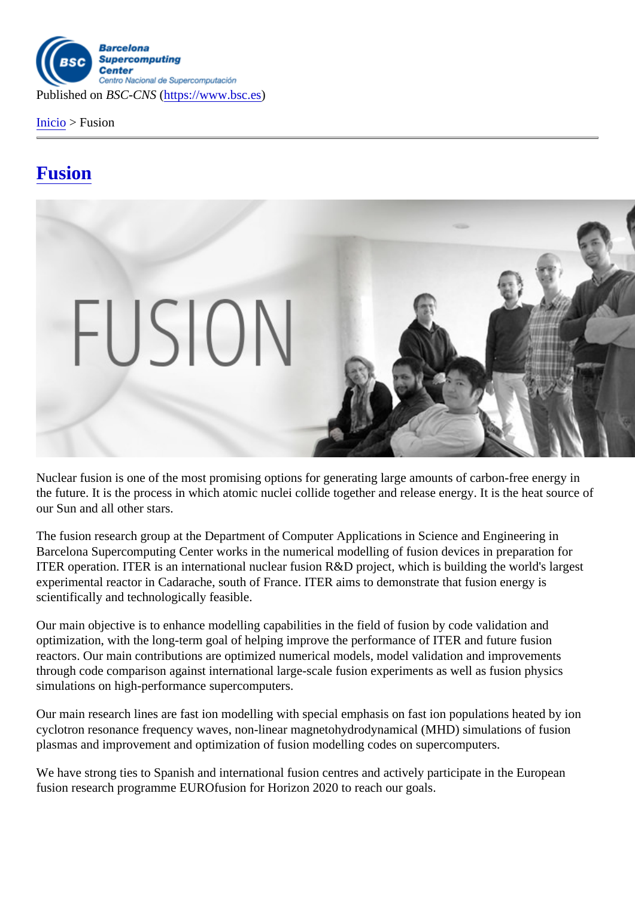Published on *BSC-CNS* (https://www.bsc.es)

Inicio > Fusion

# Fusion

Nuclear fusion is one of the most promising options for generating large amounts of carbon-free energy in the future. It is the process in which atomic nuclei collide together and release energy. It is the heat source of our Sun and all other stars.

The fusion research group at the Department of Computer Applications in Science and Engineering in Barcelona Supercomputing Center works in the numerical modelling of fusion devices in preparation for ITER operation. ITER is an international nuclear fusion R&D project, which is building the world's largest experimental reactor in Cadarache, south of France. ITER aims to demonstrate that fusion energy is scientifically and technologically feasible.

Our main objective is to enhance modelling capabilities in the field of fusion by code validation and optimization, with the long-term goal of helping improve the performance of ITER and future fusion reactors. Our main contributions are optimized numerical models, model validation and improvements through code comparison against international large-scale fusion experiments as well as fusion physics simulations on high-performance supercomputers.

Our main research lines are fast ion modelling with special emphasis on fast ion populations heated by ion cyclotron resonance frequency waves, non-linear magnetohydrodynamical (MHD) simulations of fusion plasmas and improvement and optimization of fusion modelling codes on supercomputers.

We have strong ties to Spanish and international fusion centres and actively participate in the European fusion research programme EUROfusion for Horizon 2020 to reach our goals.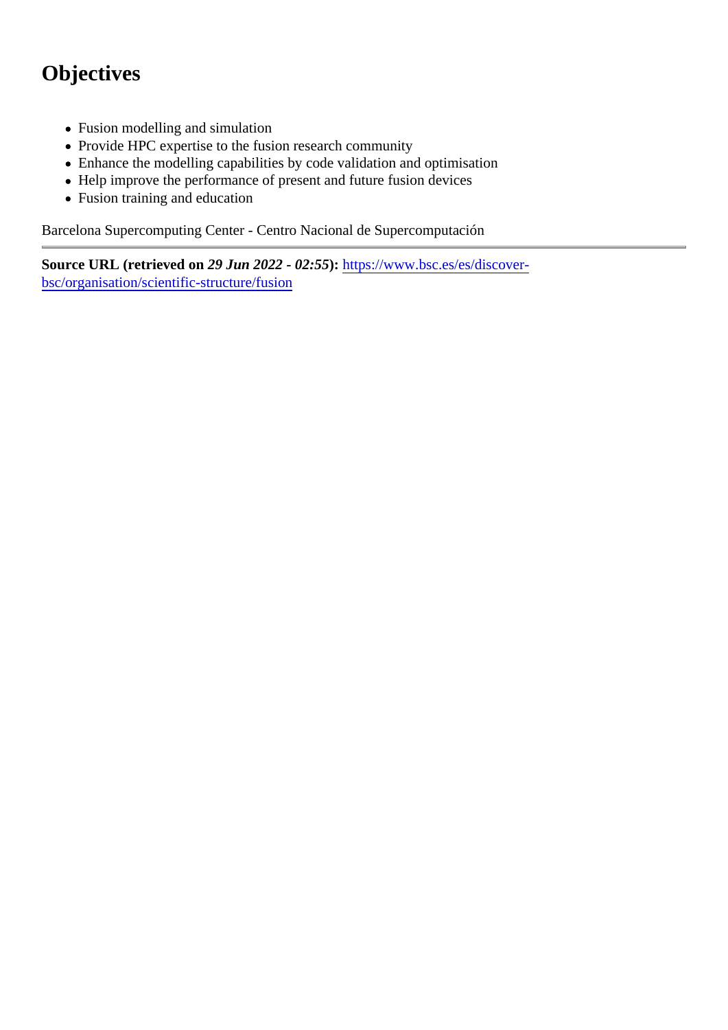# Objectives

- Fusion modelling and simulation
- Provide HPC expertise to the fusion research community
- Enhance the modelling capabilities by code validation and optimisation
- Help improve the performance of present and future fusion devices
- Fusion training and education

Barcelona Supercomputing Center - Centro Nacional de Supercomputación

---

**Source URL (retrieved on *29 Jun 2022 - 02:55*):** https://www.bsc.es/es/discover-bsc/organisation/scientific-structure/fusion